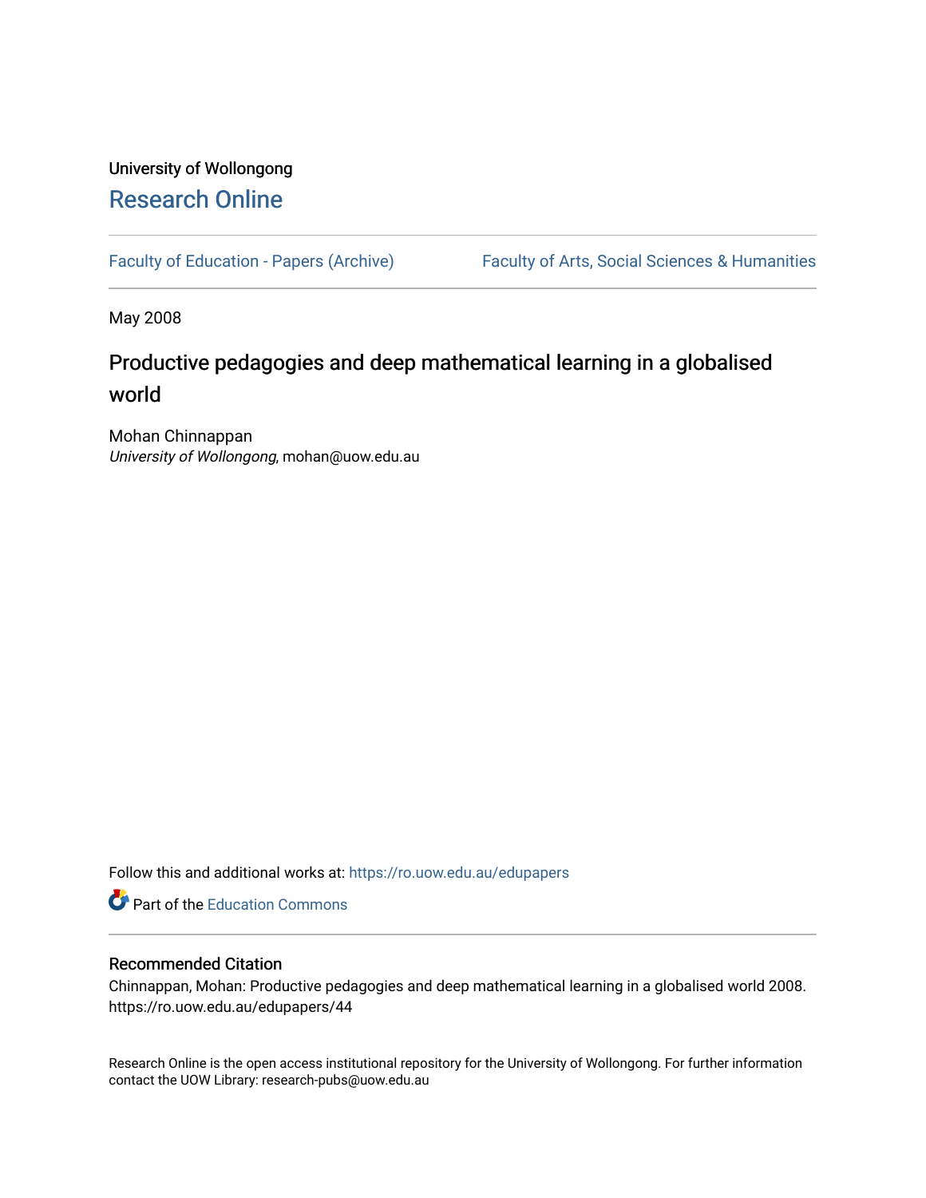University of Wollongong

# Research Online

Faculty of Education - Papers (Archive)    Faculty of Arts, Social Sciences & Humanities

May 2008

## Productive pedagogies and deep mathematical learning in a globalised world

Mohan Chinnappan
*University of Wollongong*, mohan@uow.edu.au

Follow this and additional works at: https://ro.uow.edu.au/edupapers

Part of the Education Commons

### Recommended Citation

Chinnappan, Mohan: Productive pedagogies and deep mathematical learning in a globalised world 2008.
https://ro.uow.edu.au/edupapers/44

Research Online is the open access institutional repository for the University of Wollongong. For further information contact the UOW Library: research-pubs@uow.edu.au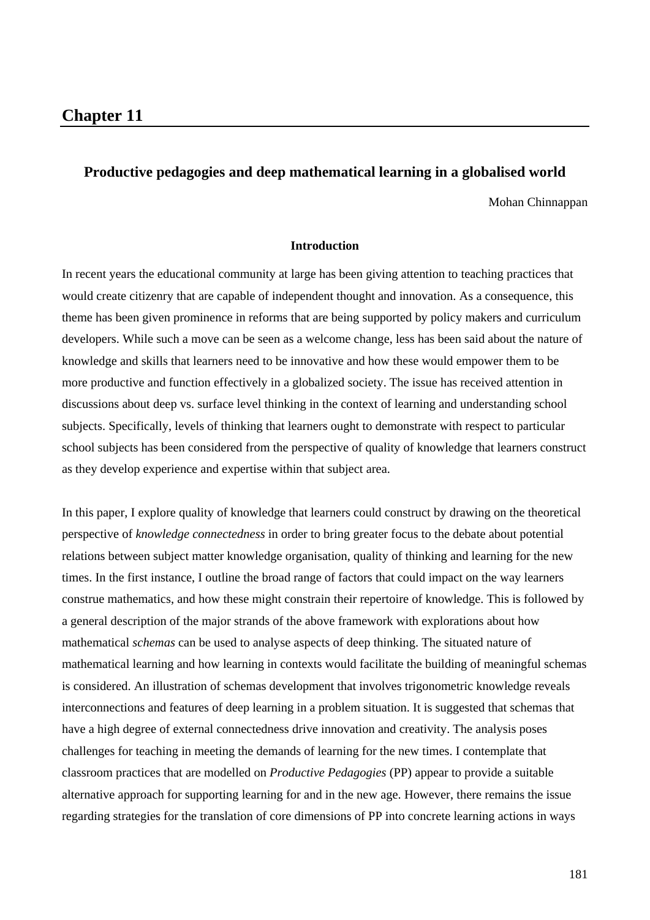# Chapter 11

### Productive pedagogies and deep mathematical learning in a globalised world

Mohan Chinnappan

#### Introduction

In recent years the educational community at large has been giving attention to teaching practices that would create citizenry that are capable of independent thought and innovation. As a consequence, this theme has been given prominence in reforms that are being supported by policy makers and curriculum developers. While such a move can be seen as a welcome change, less has been said about the nature of knowledge and skills that learners need to be innovative and how these would empower them to be more productive and function effectively in a globalized society. The issue has received attention in discussions about deep vs. surface level thinking in the context of learning and understanding school subjects. Specifically, levels of thinking that learners ought to demonstrate with respect to particular school subjects has been considered from the perspective of quality of knowledge that learners construct as they develop experience and expertise within that subject area.

In this paper, I explore quality of knowledge that learners could construct by drawing on the theoretical perspective of *knowledge connectedness* in order to bring greater focus to the debate about potential relations between subject matter knowledge organisation, quality of thinking and learning for the new times. In the first instance, I outline the broad range of factors that could impact on the way learners construe mathematics, and how these might constrain their repertoire of knowledge. This is followed by a general description of the major strands of the above framework with explorations about how mathematical *schemas* can be used to analyse aspects of deep thinking. The situated nature of mathematical learning and how learning in contexts would facilitate the building of meaningful schemas is considered. An illustration of schemas development that involves trigonometric knowledge reveals interconnections and features of deep learning in a problem situation. It is suggested that schemas that have a high degree of external connectedness drive innovation and creativity. The analysis poses challenges for teaching in meeting the demands of learning for the new times. I contemplate that classroom practices that are modelled on *Productive Pedagogies* (PP) appear to provide a suitable alternative approach for supporting learning for and in the new age. However, there remains the issue regarding strategies for the translation of core dimensions of PP into concrete learning actions in ways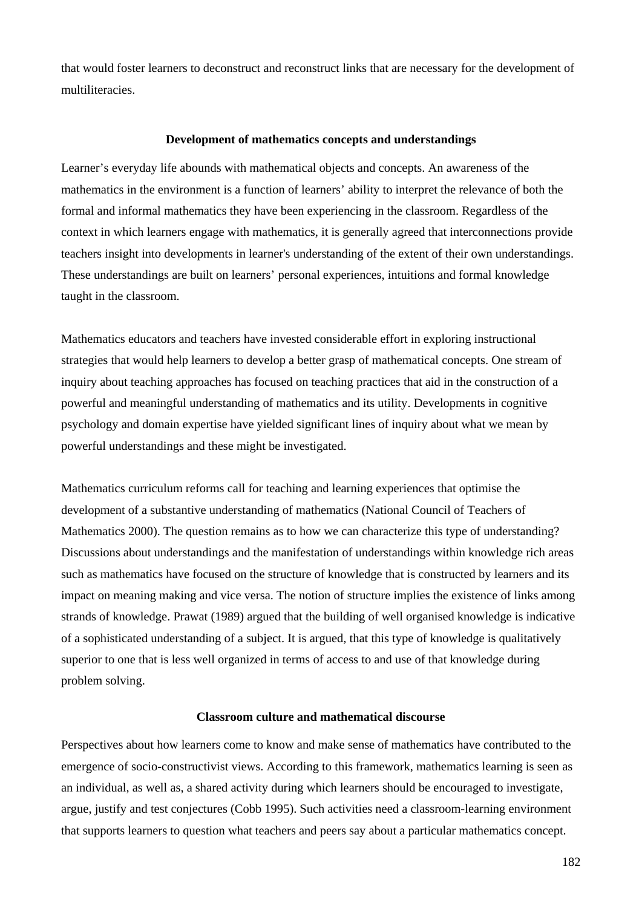that would foster learners to deconstruct and reconstruct links that are necessary for the development of multiliteracies.

## Development of mathematics concepts and understandings

Learner's everyday life abounds with mathematical objects and concepts. An awareness of the mathematics in the environment is a function of learners' ability to interpret the relevance of both the formal and informal mathematics they have been experiencing in the classroom. Regardless of the context in which learners engage with mathematics, it is generally agreed that interconnections provide teachers insight into developments in learner's understanding of the extent of their own understandings. These understandings are built on learners' personal experiences, intuitions and formal knowledge taught in the classroom.

Mathematics educators and teachers have invested considerable effort in exploring instructional strategies that would help learners to develop a better grasp of mathematical concepts. One stream of inquiry about teaching approaches has focused on teaching practices that aid in the construction of a powerful and meaningful understanding of mathematics and its utility. Developments in cognitive psychology and domain expertise have yielded significant lines of inquiry about what we mean by powerful understandings and these might be investigated.

Mathematics curriculum reforms call for teaching and learning experiences that optimise the development of a substantive understanding of mathematics (National Council of Teachers of Mathematics 2000). The question remains as to how we can characterize this type of understanding? Discussions about understandings and the manifestation of understandings within knowledge rich areas such as mathematics have focused on the structure of knowledge that is constructed by learners and its impact on meaning making and vice versa. The notion of structure implies the existence of links among strands of knowledge. Prawat (1989) argued that the building of well organised knowledge is indicative of a sophisticated understanding of a subject. It is argued, that this type of knowledge is qualitatively superior to one that is less well organized in terms of access to and use of that knowledge during problem solving.

## Classroom culture and mathematical discourse

Perspectives about how learners come to know and make sense of mathematics have contributed to the emergence of socio-constructivist views. According to this framework, mathematics learning is seen as an individual, as well as, a shared activity during which learners should be encouraged to investigate, argue, justify and test conjectures (Cobb 1995). Such activities need a classroom-learning environment that supports learners to question what teachers and peers say about a particular mathematics concept.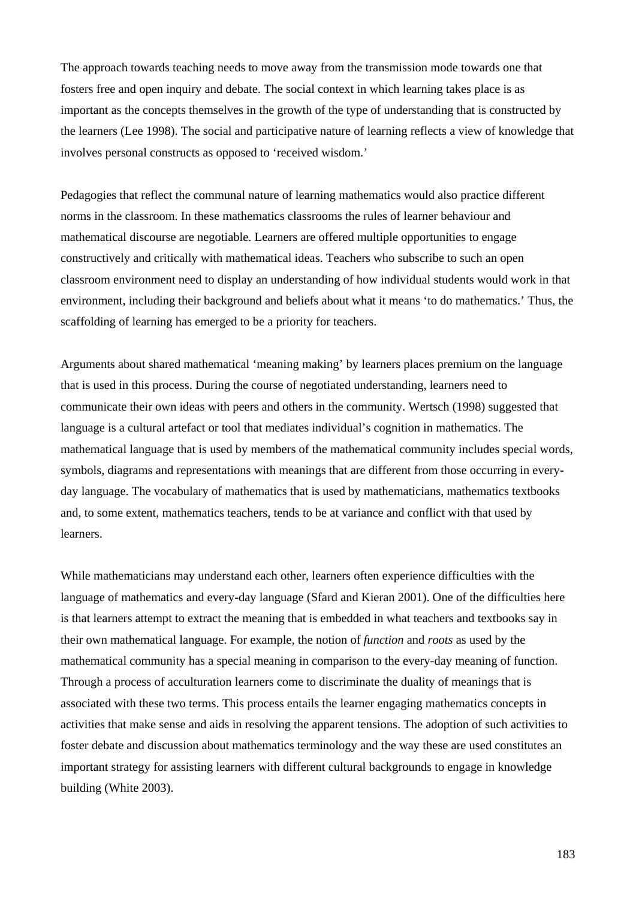The approach towards teaching needs to move away from the transmission mode towards one that fosters free and open inquiry and debate. The social context in which learning takes place is as important as the concepts themselves in the growth of the type of understanding that is constructed by the learners (Lee 1998). The social and participative nature of learning reflects a view of knowledge that involves personal constructs as opposed to 'received wisdom.'

Pedagogies that reflect the communal nature of learning mathematics would also practice different norms in the classroom. In these mathematics classrooms the rules of learner behaviour and mathematical discourse are negotiable. Learners are offered multiple opportunities to engage constructively and critically with mathematical ideas. Teachers who subscribe to such an open classroom environment need to display an understanding of how individual students would work in that environment, including their background and beliefs about what it means 'to do mathematics.' Thus, the scaffolding of learning has emerged to be a priority for teachers.

Arguments about shared mathematical 'meaning making' by learners places premium on the language that is used in this process. During the course of negotiated understanding, learners need to communicate their own ideas with peers and others in the community. Wertsch (1998) suggested that language is a cultural artefact or tool that mediates individual's cognition in mathematics. The mathematical language that is used by members of the mathematical community includes special words, symbols, diagrams and representations with meanings that are different from those occurring in every-day language. The vocabulary of mathematics that is used by mathematicians, mathematics textbooks and, to some extent, mathematics teachers, tends to be at variance and conflict with that used by learners.

While mathematicians may understand each other, learners often experience difficulties with the language of mathematics and every-day language (Sfard and Kieran 2001). One of the difficulties here is that learners attempt to extract the meaning that is embedded in what teachers and textbooks say in their own mathematical language. For example, the notion of *function* and *roots* as used by the mathematical community has a special meaning in comparison to the every-day meaning of function. Through a process of acculturation learners come to discriminate the duality of meanings that is associated with these two terms. This process entails the learner engaging mathematics concepts in activities that make sense and aids in resolving the apparent tensions. The adoption of such activities to foster debate and discussion about mathematics terminology and the way these are used constitutes an important strategy for assisting learners with different cultural backgrounds to engage in knowledge building (White 2003).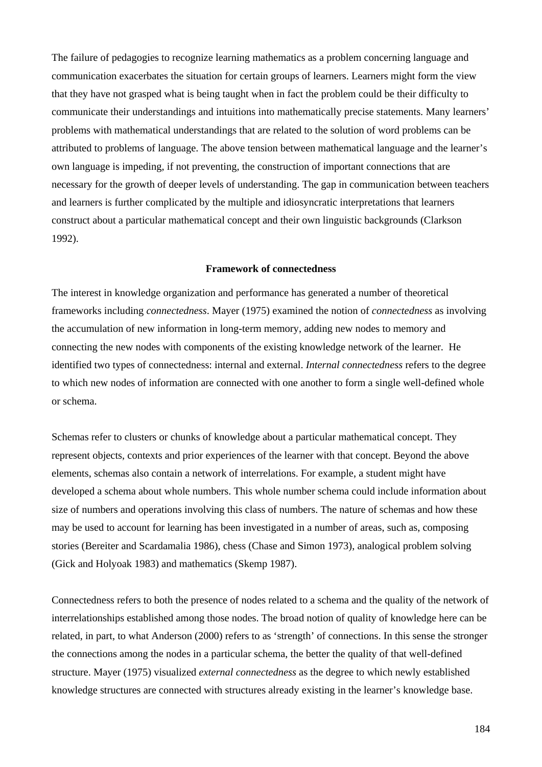The failure of pedagogies to recognize learning mathematics as a problem concerning language and communication exacerbates the situation for certain groups of learners. Learners might form the view that they have not grasped what is being taught when in fact the problem could be their difficulty to communicate their understandings and intuitions into mathematically precise statements. Many learners' problems with mathematical understandings that are related to the solution of word problems can be attributed to problems of language. The above tension between mathematical language and the learner's own language is impeding, if not preventing, the construction of important connections that are necessary for the growth of deeper levels of understanding. The gap in communication between teachers and learners is further complicated by the multiple and idiosyncratic interpretations that learners construct about a particular mathematical concept and their own linguistic backgrounds (Clarkson 1992).

## Framework of connectedness

The interest in knowledge organization and performance has generated a number of theoretical frameworks including *connectedness*. Mayer (1975) examined the notion of *connectedness* as involving the accumulation of new information in long-term memory, adding new nodes to memory and connecting the new nodes with components of the existing knowledge network of the learner. He identified two types of connectedness: internal and external. *Internal connectedness* refers to the degree to which new nodes of information are connected with one another to form a single well-defined whole or schema.

Schemas refer to clusters or chunks of knowledge about a particular mathematical concept. They represent objects, contexts and prior experiences of the learner with that concept. Beyond the above elements, schemas also contain a network of interrelations. For example, a student might have developed a schema about whole numbers. This whole number schema could include information about size of numbers and operations involving this class of numbers. The nature of schemas and how these may be used to account for learning has been investigated in a number of areas, such as, composing stories (Bereiter and Scardamalia 1986), chess (Chase and Simon 1973), analogical problem solving (Gick and Holyoak 1983) and mathematics (Skemp 1987).

Connectedness refers to both the presence of nodes related to a schema and the quality of the network of interrelationships established among those nodes. The broad notion of quality of knowledge here can be related, in part, to what Anderson (2000) refers to as 'strength' of connections. In this sense the stronger the connections among the nodes in a particular schema, the better the quality of that well-defined structure. Mayer (1975) visualized *external connectedness* as the degree to which newly established knowledge structures are connected with structures already existing in the learner's knowledge base.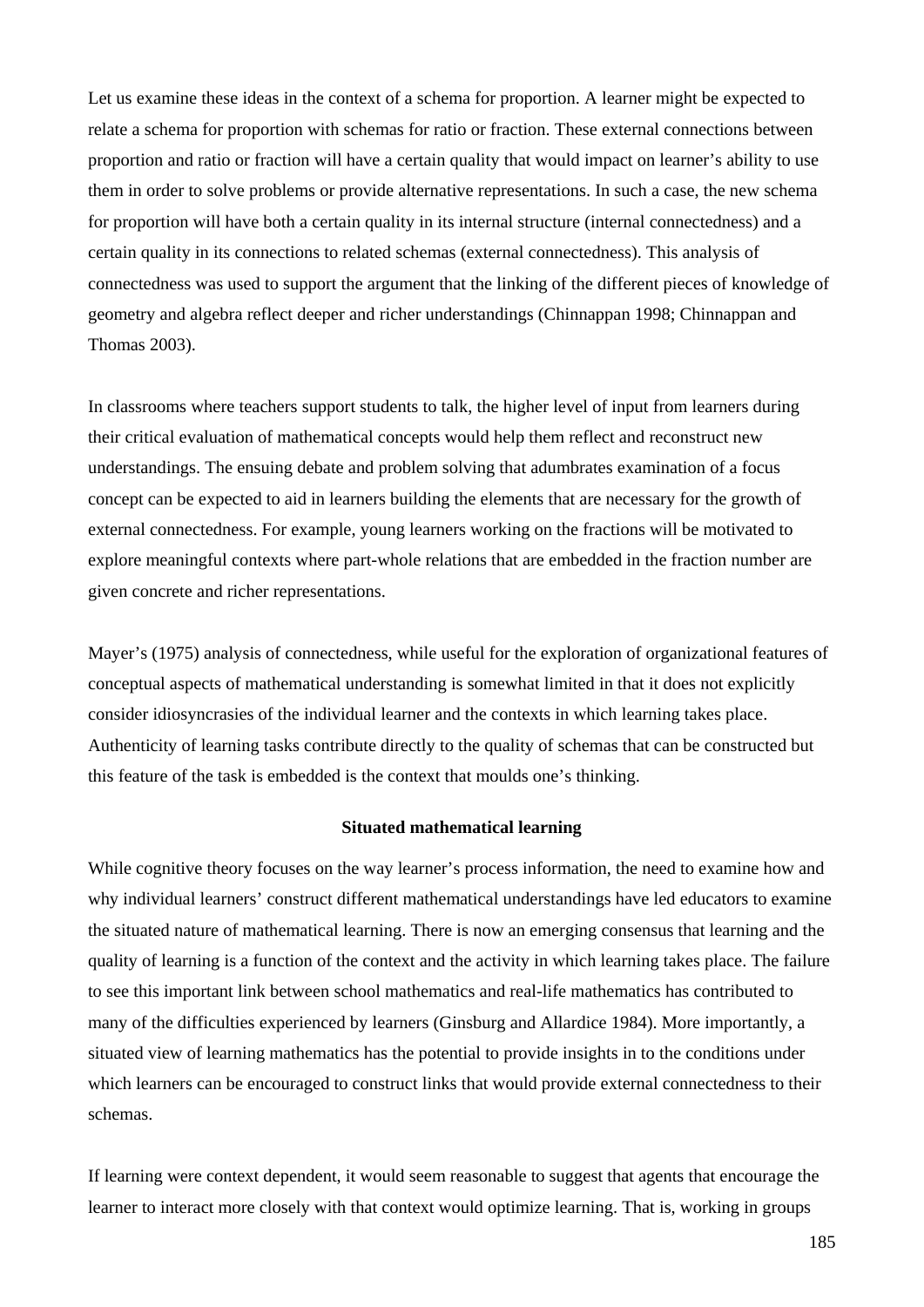Let us examine these ideas in the context of a schema for proportion. A learner might be expected to relate a schema for proportion with schemas for ratio or fraction. These external connections between proportion and ratio or fraction will have a certain quality that would impact on learner's ability to use them in order to solve problems or provide alternative representations. In such a case, the new schema for proportion will have both a certain quality in its internal structure (internal connectedness) and a certain quality in its connections to related schemas (external connectedness). This analysis of connectedness was used to support the argument that the linking of the different pieces of knowledge of geometry and algebra reflect deeper and richer understandings (Chinnappan 1998; Chinnappan and Thomas 2003).

In classrooms where teachers support students to talk, the higher level of input from learners during their critical evaluation of mathematical concepts would help them reflect and reconstruct new understandings. The ensuing debate and problem solving that adumbrates examination of a focus concept can be expected to aid in learners building the elements that are necessary for the growth of external connectedness. For example, young learners working on the fractions will be motivated to explore meaningful contexts where part-whole relations that are embedded in the fraction number are given concrete and richer representations.

Mayer's (1975) analysis of connectedness, while useful for the exploration of organizational features of conceptual aspects of mathematical understanding is somewhat limited in that it does not explicitly consider idiosyncrasies of the individual learner and the contexts in which learning takes place. Authenticity of learning tasks contribute directly to the quality of schemas that can be constructed but this feature of the task is embedded is the context that moulds one's thinking.

## Situated mathematical learning

While cognitive theory focuses on the way learner's process information, the need to examine how and why individual learners' construct different mathematical understandings have led educators to examine the situated nature of mathematical learning. There is now an emerging consensus that learning and the quality of learning is a function of the context and the activity in which learning takes place. The failure to see this important link between school mathematics and real-life mathematics has contributed to many of the difficulties experienced by learners (Ginsburg and Allardice 1984). More importantly, a situated view of learning mathematics has the potential to provide insights in to the conditions under which learners can be encouraged to construct links that would provide external connectedness to their schemas.

If learning were context dependent, it would seem reasonable to suggest that agents that encourage the learner to interact more closely with that context would optimize learning. That is, working in groups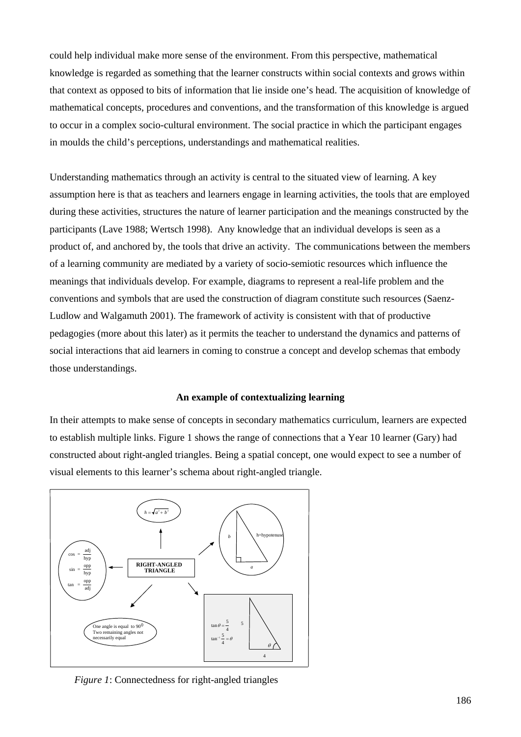could help individual make more sense of the environment. From this perspective, mathematical knowledge is regarded as something that the learner constructs within social contexts and grows within that context as opposed to bits of information that lie inside one's head. The acquisition of knowledge of mathematical concepts, procedures and conventions, and the transformation of this knowledge is argued to occur in a complex socio-cultural environment. The social practice in which the participant engages in moulds the child's perceptions, understandings and mathematical realities.

Understanding mathematics through an activity is central to the situated view of learning. A key assumption here is that as teachers and learners engage in learning activities, the tools that are employed during these activities, structures the nature of learner participation and the meanings constructed by the participants (Lave 1988; Wertsch 1998). Any knowledge that an individual develops is seen as a product of, and anchored by, the tools that drive an activity. The communications between the members of a learning community are mediated by a variety of socio-semiotic resources which influence the meanings that individuals develop. For example, diagrams to represent a real-life problem and the conventions and symbols that are used the construction of diagram constitute such resources (Saenz-Ludlow and Walgamuth 2001). The framework of activity is consistent with that of productive pedagogies (more about this later) as it permits the teacher to understand the dynamics and patterns of social interactions that aid learners in coming to construe a concept and develop schemas that embody those understandings.

### An example of contextualizing learning

In their attempts to make sense of concepts in secondary mathematics curriculum, learners are expected to establish multiple links. Figure 1 shows the range of connections that a Year 10 learner (Gary) had constructed about right-angled triangles. Being a spatial concept, one would expect to see a number of visual elements to this learner's schema about right-angled triangle.

**RIGHT-ANGLED TRIANGLE**

- $h = \sqrt{a^2 + b^2}$
- Triangle with sides $a$, $b$, h=hypotenuse
- $\cos = \frac{\text{adj}}{\text{hyp}}$, $\sin = \frac{\text{opp}}{\text{hyp}}$, $\tan = \frac{\text{opp}}{\text{adj}}$
- One angle is equal to $90^0$. Two remaining angles not necessarily equal
- $\tan\theta = \frac{5}{4}$, $\tan^{-1}\frac{5}{4} = \theta$ (triangle with sides 5 and 4, angle $\theta$)

*Figure 1*: Connectedness for right-angled triangles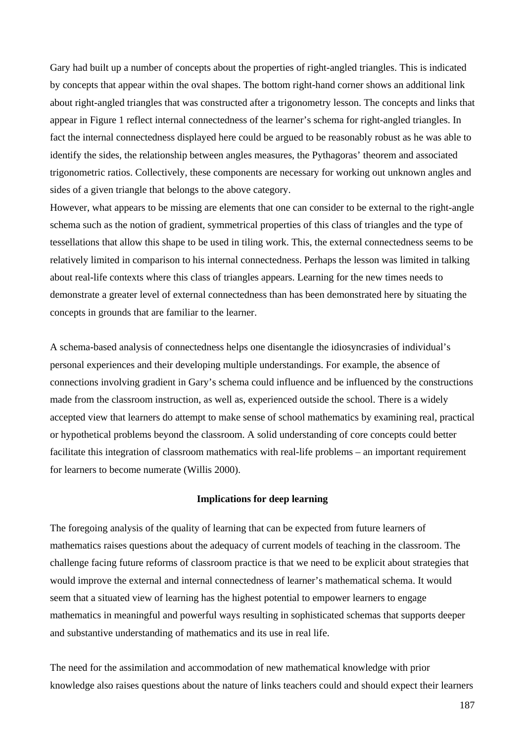Gary had built up a number of concepts about the properties of right-angled triangles. This is indicated by concepts that appear within the oval shapes. The bottom right-hand corner shows an additional link about right-angled triangles that was constructed after a trigonometry lesson. The concepts and links that appear in Figure 1 reflect internal connectedness of the learner's schema for right-angled triangles. In fact the internal connectedness displayed here could be argued to be reasonably robust as he was able to identify the sides, the relationship between angles measures, the Pythagoras' theorem and associated trigonometric ratios. Collectively, these components are necessary for working out unknown angles and sides of a given triangle that belongs to the above category.
However, what appears to be missing are elements that one can consider to be external to the right-angle schema such as the notion of gradient, symmetrical properties of this class of triangles and the type of tessellations that allow this shape to be used in tiling work. This, the external connectedness seems to be relatively limited in comparison to his internal connectedness. Perhaps the lesson was limited in talking about real-life contexts where this class of triangles appears. Learning for the new times needs to demonstrate a greater level of external connectedness than has been demonstrated here by situating the concepts in grounds that are familiar to the learner.

A schema-based analysis of connectedness helps one disentangle the idiosyncrasies of individual's personal experiences and their developing multiple understandings. For example, the absence of connections involving gradient in Gary's schema could influence and be influenced by the constructions made from the classroom instruction, as well as, experienced outside the school. There is a widely accepted view that learners do attempt to make sense of school mathematics by examining real, practical or hypothetical problems beyond the classroom. A solid understanding of core concepts could better facilitate this integration of classroom mathematics with real-life problems – an important requirement for learners to become numerate (Willis 2000).

## Implications for deep learning

The foregoing analysis of the quality of learning that can be expected from future learners of mathematics raises questions about the adequacy of current models of teaching in the classroom. The challenge facing future reforms of classroom practice is that we need to be explicit about strategies that would improve the external and internal connectedness of learner's mathematical schema. It would seem that a situated view of learning has the highest potential to empower learners to engage mathematics in meaningful and powerful ways resulting in sophisticated schemas that supports deeper and substantive understanding of mathematics and its use in real life.

The need for the assimilation and accommodation of new mathematical knowledge with prior knowledge also raises questions about the nature of links teachers could and should expect their learners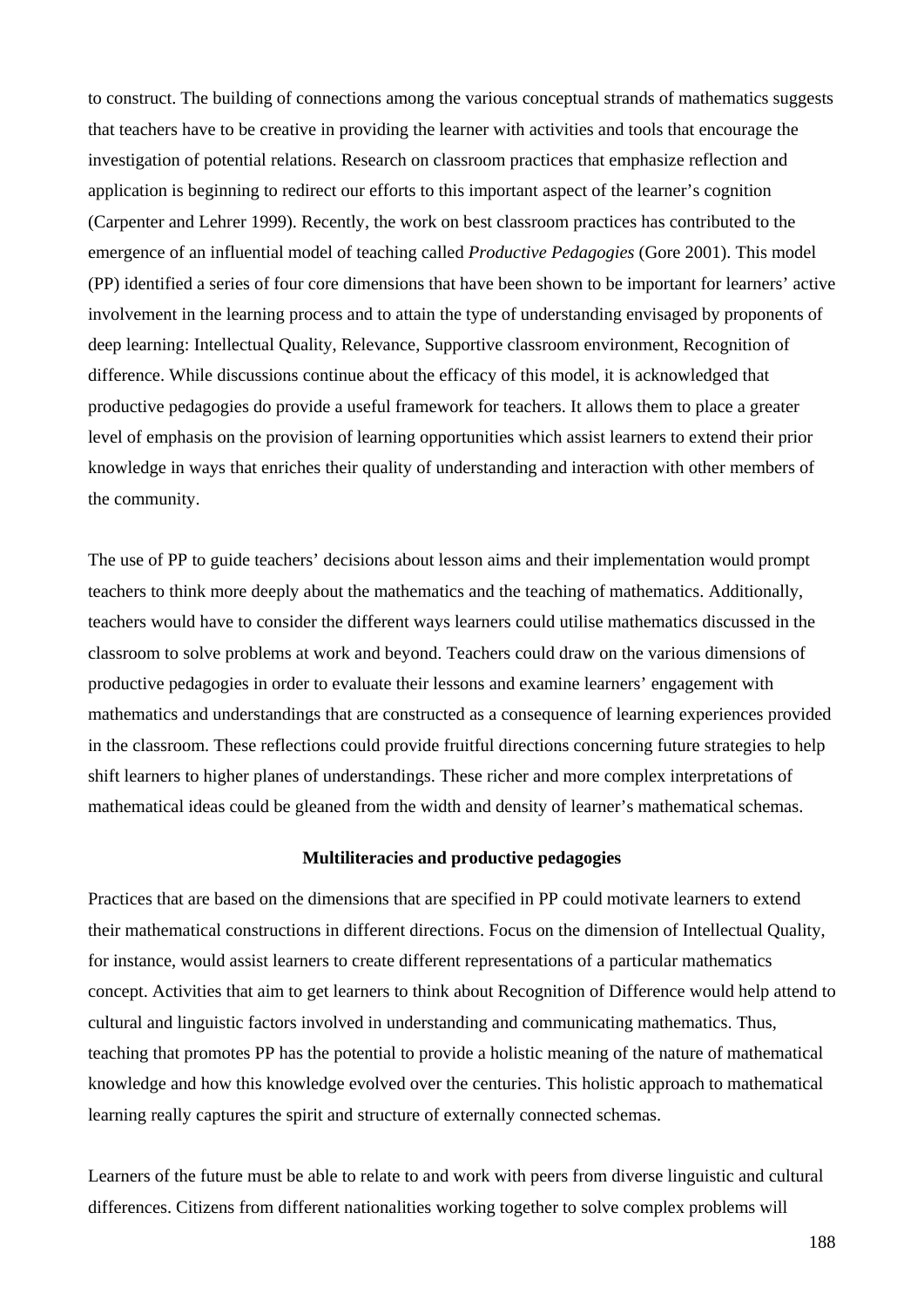to construct. The building of connections among the various conceptual strands of mathematics suggests that teachers have to be creative in providing the learner with activities and tools that encourage the investigation of potential relations. Research on classroom practices that emphasize reflection and application is beginning to redirect our efforts to this important aspect of the learner's cognition (Carpenter and Lehrer 1999). Recently, the work on best classroom practices has contributed to the emergence of an influential model of teaching called *Productive Pedagogies* (Gore 2001). This model (PP) identified a series of four core dimensions that have been shown to be important for learners' active involvement in the learning process and to attain the type of understanding envisaged by proponents of deep learning: Intellectual Quality, Relevance, Supportive classroom environment, Recognition of difference. While discussions continue about the efficacy of this model, it is acknowledged that productive pedagogies do provide a useful framework for teachers. It allows them to place a greater level of emphasis on the provision of learning opportunities which assist learners to extend their prior knowledge in ways that enriches their quality of understanding and interaction with other members of the community.

The use of PP to guide teachers' decisions about lesson aims and their implementation would prompt teachers to think more deeply about the mathematics and the teaching of mathematics. Additionally, teachers would have to consider the different ways learners could utilise mathematics discussed in the classroom to solve problems at work and beyond. Teachers could draw on the various dimensions of productive pedagogies in order to evaluate their lessons and examine learners' engagement with mathematics and understandings that are constructed as a consequence of learning experiences provided in the classroom. These reflections could provide fruitful directions concerning future strategies to help shift learners to higher planes of understandings. These richer and more complex interpretations of mathematical ideas could be gleaned from the width and density of learner's mathematical schemas.

## Multiliteracies and productive pedagogies

Practices that are based on the dimensions that are specified in PP could motivate learners to extend their mathematical constructions in different directions. Focus on the dimension of Intellectual Quality, for instance, would assist learners to create different representations of a particular mathematics concept. Activities that aim to get learners to think about Recognition of Difference would help attend to cultural and linguistic factors involved in understanding and communicating mathematics. Thus, teaching that promotes PP has the potential to provide a holistic meaning of the nature of mathematical knowledge and how this knowledge evolved over the centuries. This holistic approach to mathematical learning really captures the spirit and structure of externally connected schemas.

Learners of the future must be able to relate to and work with peers from diverse linguistic and cultural differences. Citizens from different nationalities working together to solve complex problems will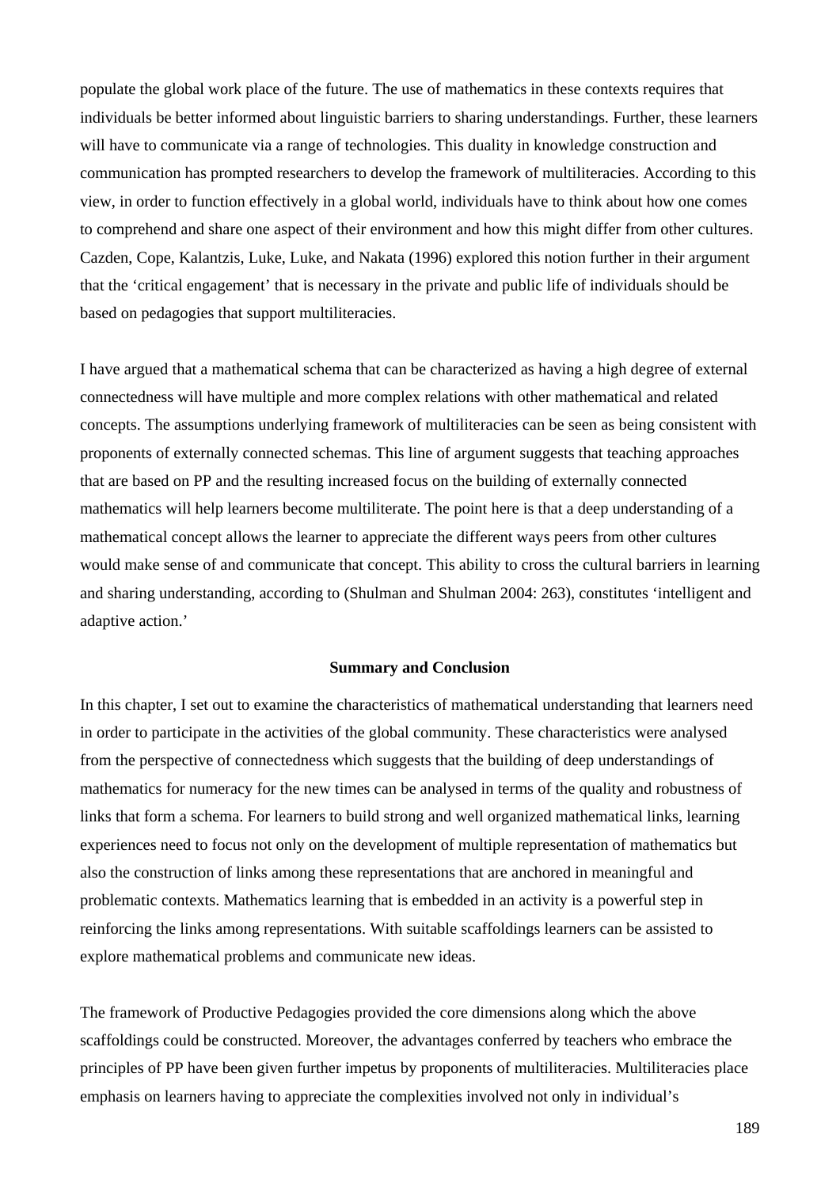populate the global work place of the future. The use of mathematics in these contexts requires that individuals be better informed about linguistic barriers to sharing understandings. Further, these learners will have to communicate via a range of technologies. This duality in knowledge construction and communication has prompted researchers to develop the framework of multiliteracies. According to this view, in order to function effectively in a global world, individuals have to think about how one comes to comprehend and share one aspect of their environment and how this might differ from other cultures. Cazden, Cope, Kalantzis, Luke, Luke, and Nakata (1996) explored this notion further in their argument that the 'critical engagement' that is necessary in the private and public life of individuals should be based on pedagogies that support multiliteracies.

I have argued that a mathematical schema that can be characterized as having a high degree of external connectedness will have multiple and more complex relations with other mathematical and related concepts. The assumptions underlying framework of multiliteracies can be seen as being consistent with proponents of externally connected schemas. This line of argument suggests that teaching approaches that are based on PP and the resulting increased focus on the building of externally connected mathematics will help learners become multiliterate. The point here is that a deep understanding of a mathematical concept allows the learner to appreciate the different ways peers from other cultures would make sense of and communicate that concept. This ability to cross the cultural barriers in learning and sharing understanding, according to (Shulman and Shulman 2004: 263), constitutes 'intelligent and adaptive action.'

## Summary and Conclusion

In this chapter, I set out to examine the characteristics of mathematical understanding that learners need in order to participate in the activities of the global community. These characteristics were analysed from the perspective of connectedness which suggests that the building of deep understandings of mathematics for numeracy for the new times can be analysed in terms of the quality and robustness of links that form a schema. For learners to build strong and well organized mathematical links, learning experiences need to focus not only on the development of multiple representation of mathematics but also the construction of links among these representations that are anchored in meaningful and problematic contexts. Mathematics learning that is embedded in an activity is a powerful step in reinforcing the links among representations. With suitable scaffoldings learners can be assisted to explore mathematical problems and communicate new ideas.

The framework of Productive Pedagogies provided the core dimensions along which the above scaffoldings could be constructed. Moreover, the advantages conferred by teachers who embrace the principles of PP have been given further impetus by proponents of multiliteracies. Multiliteracies place emphasis on learners having to appreciate the complexities involved not only in individual's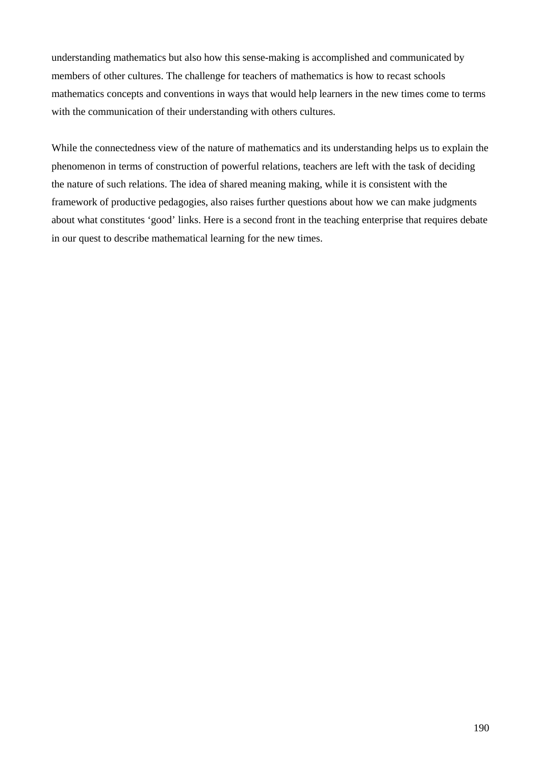understanding mathematics but also how this sense-making is accomplished and communicated by members of other cultures. The challenge for teachers of mathematics is how to recast schools mathematics concepts and conventions in ways that would help learners in the new times come to terms with the communication of their understanding with others cultures.

While the connectedness view of the nature of mathematics and its understanding helps us to explain the phenomenon in terms of construction of powerful relations, teachers are left with the task of deciding the nature of such relations. The idea of shared meaning making, while it is consistent with the framework of productive pedagogies, also raises further questions about how we can make judgments about what constitutes ‘good’ links. Here is a second front in the teaching enterprise that requires debate in our quest to describe mathematical learning for the new times.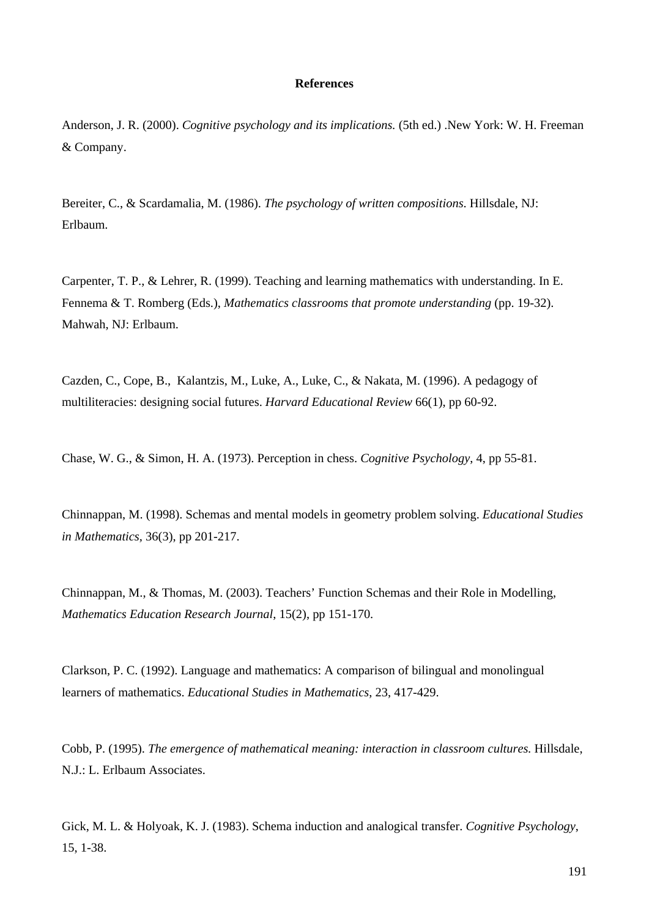**References**

Anderson, J. R. (2000). *Cognitive psychology and its implications.* (5th ed.) .New York: W. H. Freeman & Company.

Bereiter, C., & Scardamalia, M. (1986). *The psychology of written compositions*. Hillsdale, NJ: Erlbaum.

Carpenter, T. P., & Lehrer, R. (1999). Teaching and learning mathematics with understanding. In E. Fennema & T. Romberg (Eds.), *Mathematics classrooms that promote understanding* (pp. 19-32). Mahwah, NJ: Erlbaum.

Cazden, C., Cope, B., Kalantzis, M., Luke, A., Luke, C., & Nakata, M. (1996). A pedagogy of multiliteracies: designing social futures. *Harvard Educational Review* 66(1), pp 60-92.

Chase, W. G., & Simon, H. A. (1973). Perception in chess. *Cognitive Psychology*, 4, pp 55-81.

Chinnappan, M. (1998). Schemas and mental models in geometry problem solving. *Educational Studies in Mathematics*, 36(3), pp 201-217.

Chinnappan, M., & Thomas, M. (2003). Teachers' Function Schemas and their Role in Modelling, *Mathematics Education Research Journal*, 15(2), pp 151-170.

Clarkson, P. C. (1992). Language and mathematics: A comparison of bilingual and monolingual learners of mathematics. *Educational Studies in Mathematics*, 23, 417-429.

Cobb, P. (1995). *The emergence of mathematical meaning: interaction in classroom cultures.* Hillsdale, N.J.: L. Erlbaum Associates.

Gick, M. L. & Holyoak, K. J. (1983). Schema induction and analogical transfer. *Cognitive Psychology*, 15, 1-38.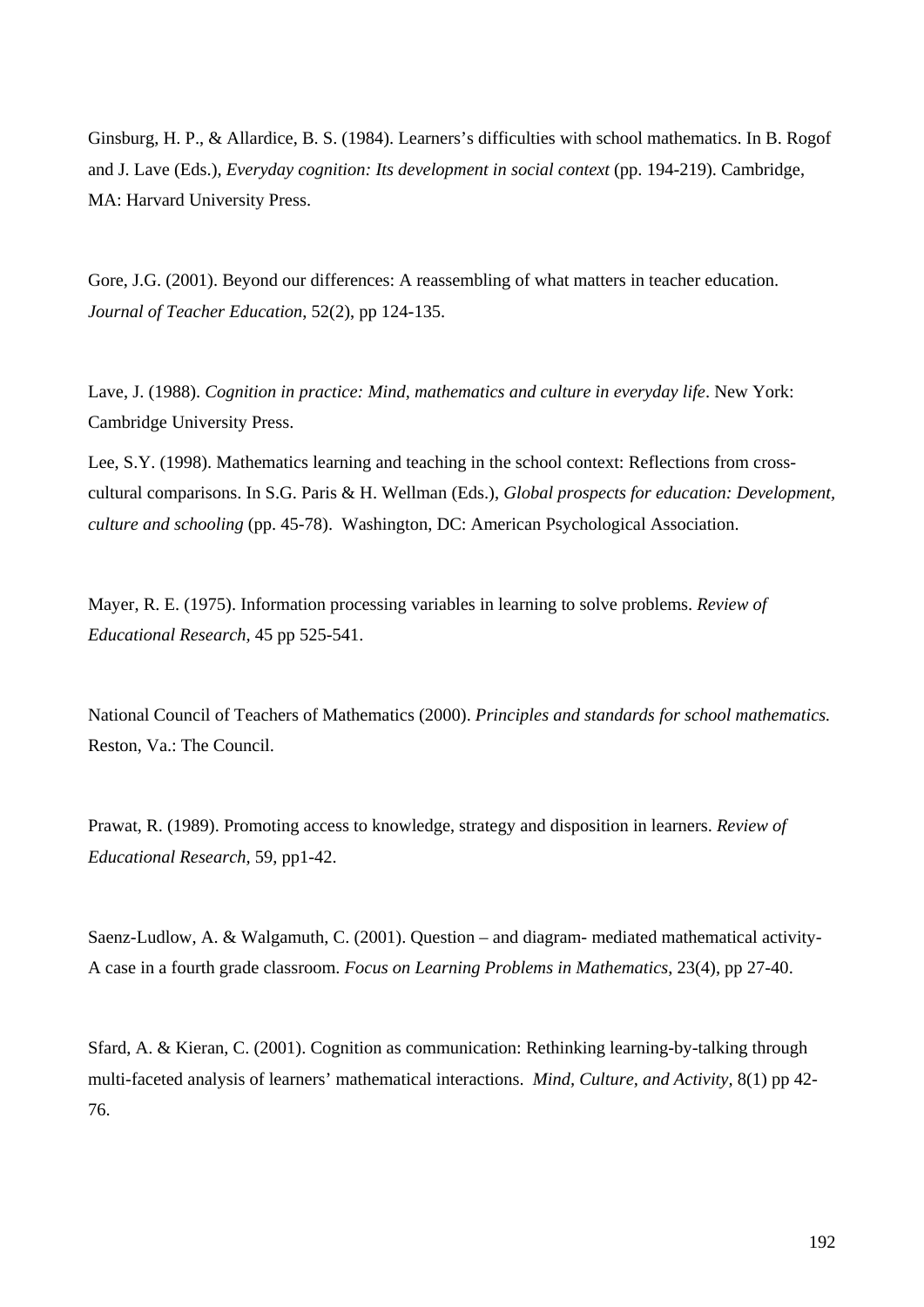Ginsburg, H. P., & Allardice, B. S. (1984). Learners's difficulties with school mathematics. In B. Rogof and J. Lave (Eds.), *Everyday cognition: Its development in social context* (pp. 194-219). Cambridge, MA: Harvard University Press.

Gore, J.G. (2001). Beyond our differences: A reassembling of what matters in teacher education. *Journal of Teacher Education*, 52(2), pp 124-135.

Lave, J. (1988). *Cognition in practice: Mind, mathematics and culture in everyday life*. New York: Cambridge University Press.

Lee, S.Y. (1998). Mathematics learning and teaching in the school context: Reflections from cross-cultural comparisons. In S.G. Paris & H. Wellman (Eds.), *Global prospects for education: Development, culture and schooling* (pp. 45-78). Washington, DC: American Psychological Association.

Mayer, R. E. (1975). Information processing variables in learning to solve problems. *Review of Educational Research,* 45 pp 525-541.

National Council of Teachers of Mathematics (2000). *Principles and standards for school mathematics.* Reston, Va.: The Council.

Prawat, R. (1989). Promoting access to knowledge, strategy and disposition in learners. *Review of Educational Research,* 59, pp1-42.

Saenz-Ludlow, A. & Walgamuth, C. (2001). Question – and diagram- mediated mathematical activity- A case in a fourth grade classroom. *Focus on Learning Problems in Mathematics*, 23(4), pp 27-40.

Sfard, A. & Kieran, C. (2001). Cognition as communication: Rethinking learning-by-talking through multi-faceted analysis of learners' mathematical interactions. *Mind, Culture, and Activity,* 8(1) pp 42-76.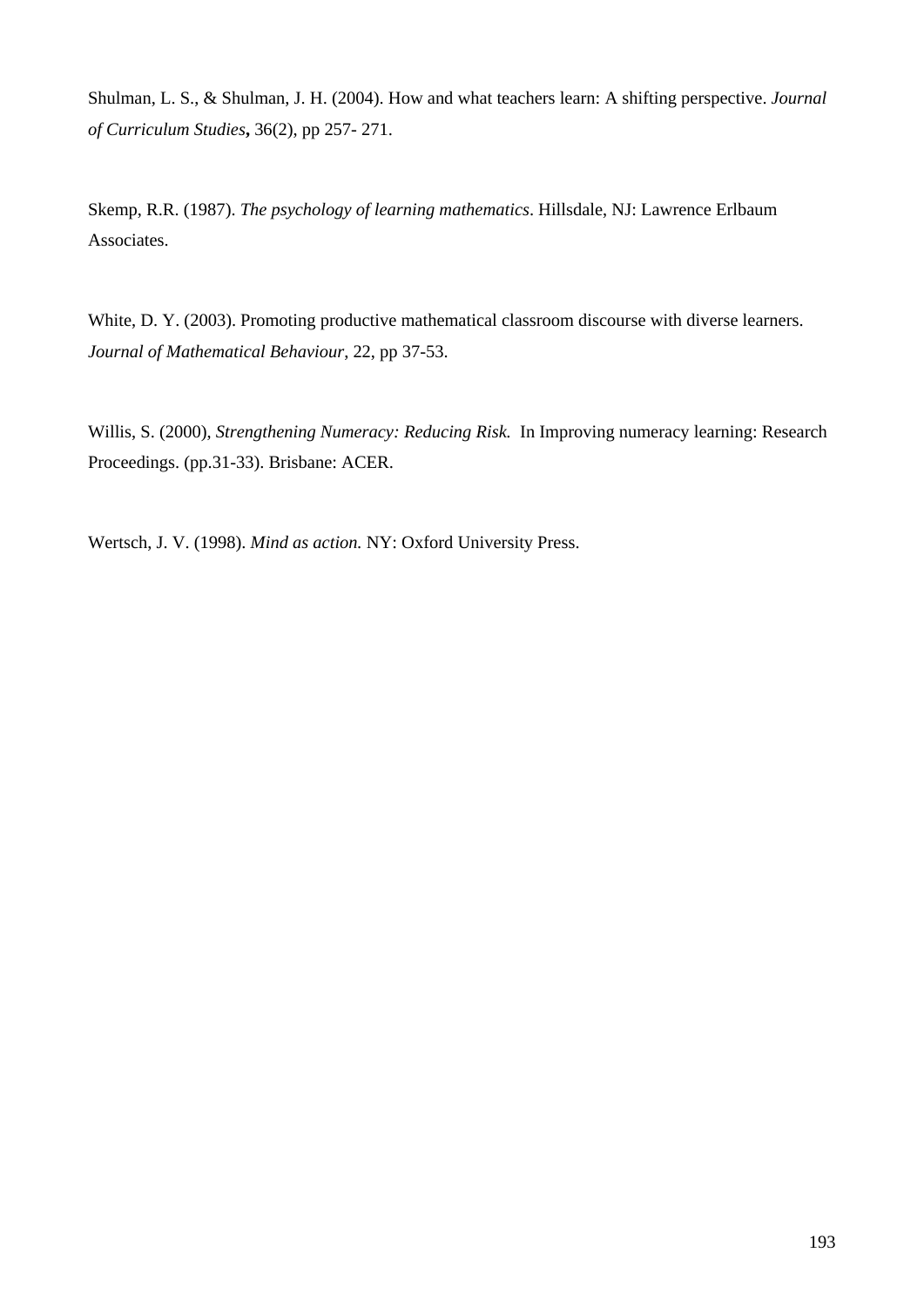Shulman, L. S., & Shulman, J. H. (2004). How and what teachers learn: A shifting perspective. *Journal of Curriculum Studies***,** 36(2), pp 257- 271.

Skemp, R.R. (1987). *The psychology of learning mathematics*. Hillsdale, NJ: Lawrence Erlbaum Associates.

White, D. Y. (2003). Promoting productive mathematical classroom discourse with diverse learners. *Journal of Mathematical Behaviour*, 22, pp 37-53.

Willis, S. (2000), *Strengthening Numeracy: Reducing Risk.* In Improving numeracy learning: Research Proceedings. (pp.31-33). Brisbane: ACER.

Wertsch, J. V. (1998). *Mind as action.* NY: Oxford University Press.